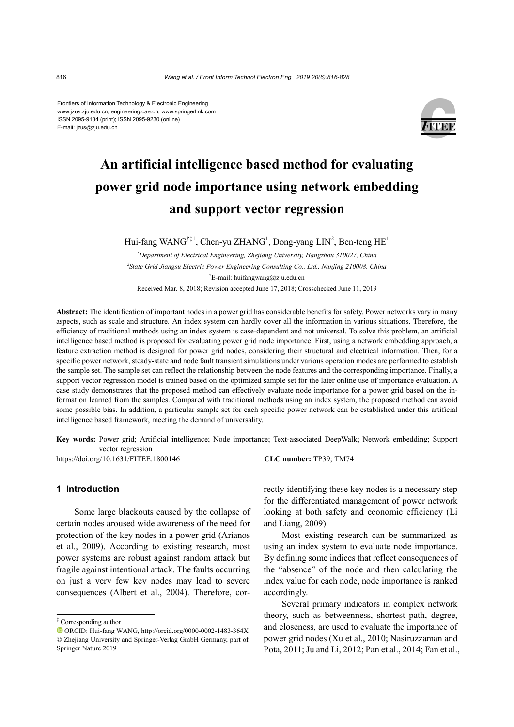Frontiers of Information Technology & Electronic Engineering
www.jzus.zju.edu.cn; engineering.cae.cn; www.springerlink.com
ISSN 2095-9184 (print); ISSN 2095-9230 (online)
E-mail: jzus@zju.edu.cn

# An artificial intelligence based method for evaluating power grid node importance using network embedding and support vector regression

Hui-fang WANG[†‡1], Chen-yu ZHANG[1], Dong-yang LIN[2], Ben-teng HE[1]

[1]*Department of Electrical Engineering, Zhejiang University, Hangzhou 310027, China*

[2]*State Grid Jiangsu Electric Power Engineering Consulting Co., Ltd., Nanjing 210008, China*

[†]E-mail: huifangwang@zju.edu.cn

Received Mar. 8, 2018; Revision accepted June 17, 2018; Crosschecked June 11, 2019

**Abstract:** The identification of important nodes in a power grid has considerable benefits for safety. Power networks vary in many aspects, such as scale and structure. An index system can hardly cover all the information in various situations. Therefore, the efficiency of traditional methods using an index system is case-dependent and not universal. To solve this problem, an artificial intelligence based method is proposed for evaluating power grid node importance. First, using a network embedding approach, a feature extraction method is designed for power grid nodes, considering their structural and electrical information. Then, for a specific power network, steady-state and node fault transient simulations under various operation modes are performed to establish the sample set. The sample set can reflect the relationship between the node features and the corresponding importance. Finally, a support vector regression model is trained based on the optimized sample set for the later online use of importance evaluation. A case study demonstrates that the proposed method can effectively evaluate node importance for a power grid based on the information learned from the samples. Compared with traditional methods using an index system, the proposed method can avoid some possible bias. In addition, a particular sample set for each specific power network can be established under this artificial intelligence based framework, meeting the demand of universality.

**Key words:** Power grid; Artificial intelligence; Node importance; Text-associated DeepWalk; Network embedding; Support vector regression

https://doi.org/10.1631/FITEE.1800146 **CLC number:** TP39; TM74

## 1 Introduction

Some large blackouts caused by the collapse of certain nodes aroused wide awareness of the need for protection of the key nodes in a power grid (Arianos et al., 2009). According to existing research, most power systems are robust against random attack but fragile against intentional attack. The faults occurring on just a very few key nodes may lead to severe consequences (Albert et al., 2004). Therefore, correctly identifying these key nodes is a necessary step for the differentiated management of power network looking at both safety and economic efficiency (Li and Liang, 2009).

Most existing research can be summarized as using an index system to evaluate node importance. By defining some indices that reflect consequences of the "absence" of the node and then calculating the index value for each node, node importance is ranked accordingly.

Several primary indicators in complex network theory, such as betweenness, shortest path, degree, and closeness, are used to evaluate the importance of power grid nodes (Xu et al., 2010; Nasiruzzaman and Pota, 2011; Ju and Li, 2012; Pan et al., 2014; Fan et al.,

[‡] Corresponding author

ORCID: Hui-fang WANG, http://orcid.org/0000-0002-1483-364X

© Zhejiang University and Springer-Verlag GmbH Germany, part of Springer Nature 2019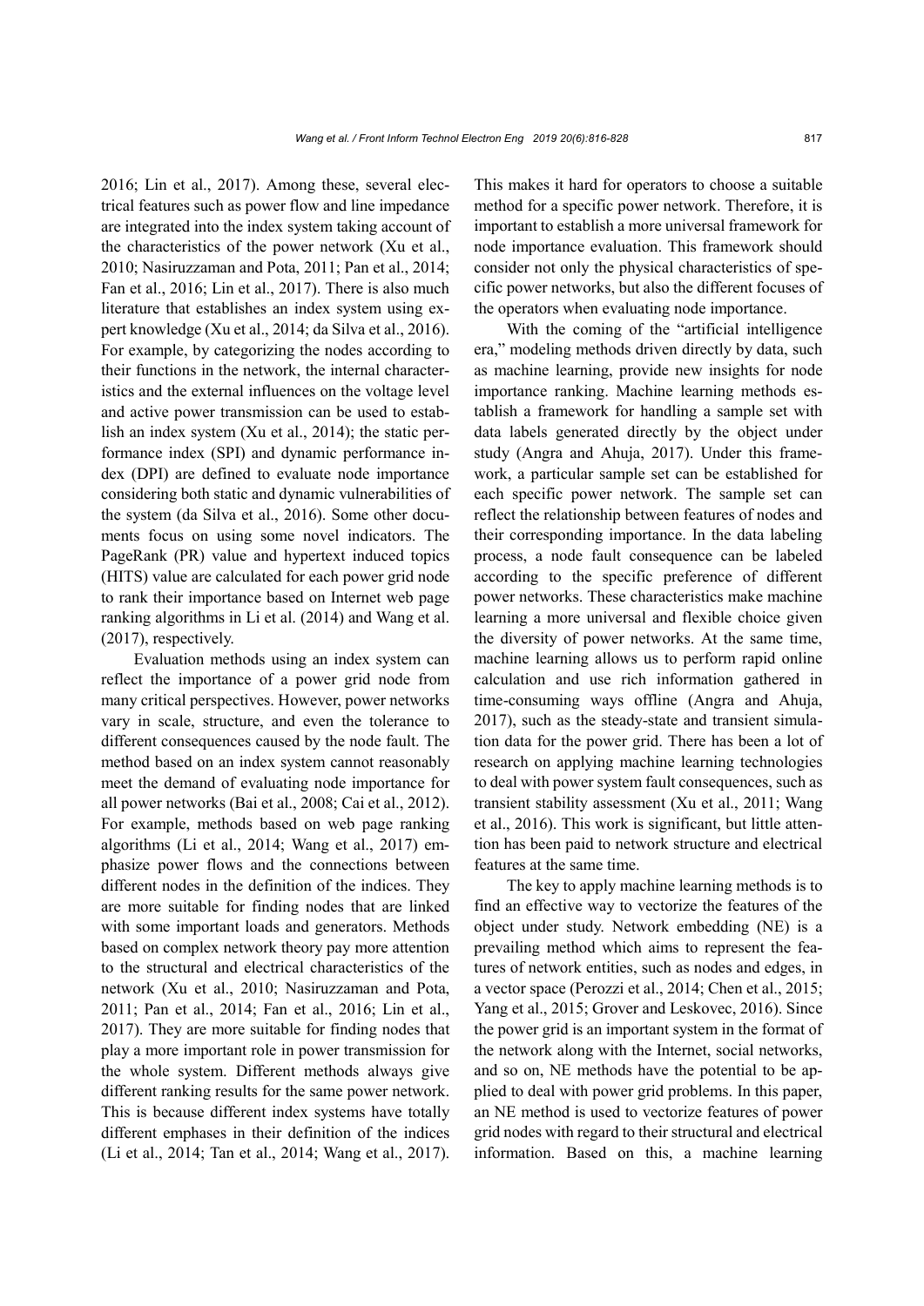2016; Lin et al., 2017). Among these, several electrical features such as power flow and line impedance are integrated into the index system taking account of the characteristics of the power network (Xu et al., 2010; Nasiruzzaman and Pota, 2011; Pan et al., 2014; Fan et al., 2016; Lin et al., 2017). There is also much literature that establishes an index system using expert knowledge (Xu et al., 2014; da Silva et al., 2016). For example, by categorizing the nodes according to their functions in the network, the internal characteristics and the external influences on the voltage level and active power transmission can be used to establish an index system (Xu et al., 2014); the static performance index (SPI) and dynamic performance index (DPI) are defined to evaluate node importance considering both static and dynamic vulnerabilities of the system (da Silva et al., 2016). Some other documents focus on using some novel indicators. The PageRank (PR) value and hypertext induced topics (HITS) value are calculated for each power grid node to rank their importance based on Internet web page ranking algorithms in Li et al. (2014) and Wang et al. (2017), respectively.

Evaluation methods using an index system can reflect the importance of a power grid node from many critical perspectives. However, power networks vary in scale, structure, and even the tolerance to different consequences caused by the node fault. The method based on an index system cannot reasonably meet the demand of evaluating node importance for all power networks (Bai et al., 2008; Cai et al., 2012). For example, methods based on web page ranking algorithms (Li et al., 2014; Wang et al., 2017) emphasize power flows and the connections between different nodes in the definition of the indices. They are more suitable for finding nodes that are linked with some important loads and generators. Methods based on complex network theory pay more attention to the structural and electrical characteristics of the network (Xu et al., 2010; Nasiruzzaman and Pota, 2011; Pan et al., 2014; Fan et al., 2016; Lin et al., 2017). They are more suitable for finding nodes that play a more important role in power transmission for the whole system. Different methods always give different ranking results for the same power network. This is because different index systems have totally different emphases in their definition of the indices (Li et al., 2014; Tan et al., 2014; Wang et al., 2017). This makes it hard for operators to choose a suitable method for a specific power network. Therefore, it is important to establish a more universal framework for node importance evaluation. This framework should consider not only the physical characteristics of specific power networks, but also the different focuses of the operators when evaluating node importance.

With the coming of the "artificial intelligence era," modeling methods driven directly by data, such as machine learning, provide new insights for node importance ranking. Machine learning methods establish a framework for handling a sample set with data labels generated directly by the object under study (Angra and Ahuja, 2017). Under this framework, a particular sample set can be established for each specific power network. The sample set can reflect the relationship between features of nodes and their corresponding importance. In the data labeling process, a node fault consequence can be labeled according to the specific preference of different power networks. These characteristics make machine learning a more universal and flexible choice given the diversity of power networks. At the same time, machine learning allows us to perform rapid online calculation and use rich information gathered in time-consuming ways offline (Angra and Ahuja, 2017), such as the steady-state and transient simulation data for the power grid. There has been a lot of research on applying machine learning technologies to deal with power system fault consequences, such as transient stability assessment (Xu et al., 2011; Wang et al., 2016). This work is significant, but little attention has been paid to network structure and electrical features at the same time.

The key to apply machine learning methods is to find an effective way to vectorize the features of the object under study. Network embedding (NE) is a prevailing method which aims to represent the features of network entities, such as nodes and edges, in a vector space (Perozzi et al., 2014; Chen et al., 2015; Yang et al., 2015; Grover and Leskovec, 2016). Since the power grid is an important system in the format of the network along with the Internet, social networks, and so on, NE methods have the potential to be applied to deal with power grid problems. In this paper, an NE method is used to vectorize features of power grid nodes with regard to their structural and electrical information. Based on this, a machine learning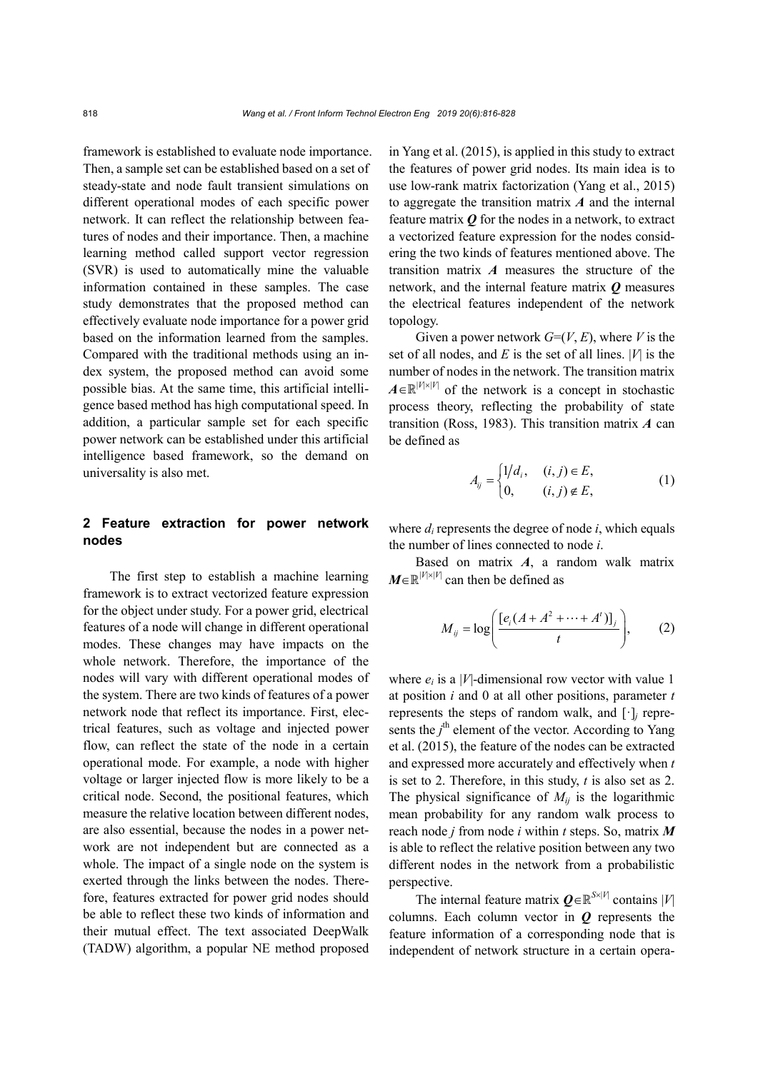framework is established to evaluate node importance. Then, a sample set can be established based on a set of steady-state and node fault transient simulations on different operational modes of each specific power network. It can reflect the relationship between features of nodes and their importance. Then, a machine learning method called support vector regression (SVR) is used to automatically mine the valuable information contained in these samples. The case study demonstrates that the proposed method can effectively evaluate node importance for a power grid based on the information learned from the samples. Compared with the traditional methods using an index system, the proposed method can avoid some possible bias. At the same time, this artificial intelligence based method has high computational speed. In addition, a particular sample set for each specific power network can be established under this artificial intelligence based framework, so the demand on universality is also met.

## 2 Feature extraction for power network nodes

The first step to establish a machine learning framework is to extract vectorized feature expression for the object under study. For a power grid, electrical features of a node will change in different operational modes. These changes may have impacts on the whole network. Therefore, the importance of the nodes will vary with different operational modes of the system. There are two kinds of features of a power network node that reflect its importance. First, electrical features, such as voltage and injected power flow, can reflect the state of the node in a certain operational mode. For example, a node with higher voltage or larger injected flow is more likely to be a critical node. Second, the positional features, which measure the relative location between different nodes, are also essential, because the nodes in a power network are not independent but are connected as a whole. The impact of a single node on the system is exerted through the links between the nodes. Therefore, features extracted for power grid nodes should be able to reflect these two kinds of information and their mutual effect. The text associated DeepWalk (TADW) algorithm, a popular NE method proposed in Yang et al. (2015), is applied in this study to extract the features of power grid nodes. Its main idea is to use low-rank matrix factorization (Yang et al., 2015) to aggregate the transition matrix $\boldsymbol{A}$ and the internal feature matrix $\boldsymbol{Q}$ for the nodes in a network, to extract a vectorized feature expression for the nodes considering the two kinds of features mentioned above. The transition matrix $\boldsymbol{A}$ measures the structure of the network, and the internal feature matrix $\boldsymbol{Q}$ measures the electrical features independent of the network topology.

Given a power network $G=(V, E)$, where $V$ is the set of all nodes, and $E$ is the set of all lines. $|V|$ is the number of nodes in the network. The transition matrix $\boldsymbol{A}\in\mathbb{R}^{|V|\times|V|}$ of the network is a concept in stochastic process theory, reflecting the probability of state transition (Ross, 1983). This transition matrix $\boldsymbol{A}$ can be defined as

$$A_{ij}=\begin{cases}1/d_i, & (i,j)\in E,\\ 0, & (i,j)\notin E,\end{cases} \tag{1}$$

where $d_i$ represents the degree of node $i$, which equals the number of lines connected to node $i$.

Based on matrix $\boldsymbol{A}$, a random walk matrix $\boldsymbol{M}\in\mathbb{R}^{|V|\times|V|}$ can then be defined as

$$M_{ij}=\log\left(\frac{[e_i(A+A^2+\cdots+A^t)]_j}{t}\right), \tag{2}$$

where $e_i$ is a $|V|$-dimensional row vector with value 1 at position $i$ and 0 at all other positions, parameter $t$ represents the steps of random walk, and $[\cdot]_j$ represents the $j^{\text{th}}$ element of the vector. According to Yang et al. (2015), the feature of the nodes can be extracted and expressed more accurately and effectively when $t$ is set to 2. Therefore, in this study, $t$ is also set as 2. The physical significance of $M_{ij}$ is the logarithmic mean probability for any random walk process to reach node $j$ from node $i$ within $t$ steps. So, matrix $\boldsymbol{M}$ is able to reflect the relative position between any two different nodes in the network from a probabilistic perspective.

The internal feature matrix $\boldsymbol{Q}\in\mathbb{R}^{S\times|V|}$ contains $|V|$ columns. Each column vector in $\boldsymbol{Q}$ represents the feature information of a corresponding node that is independent of network structure in a certain opera-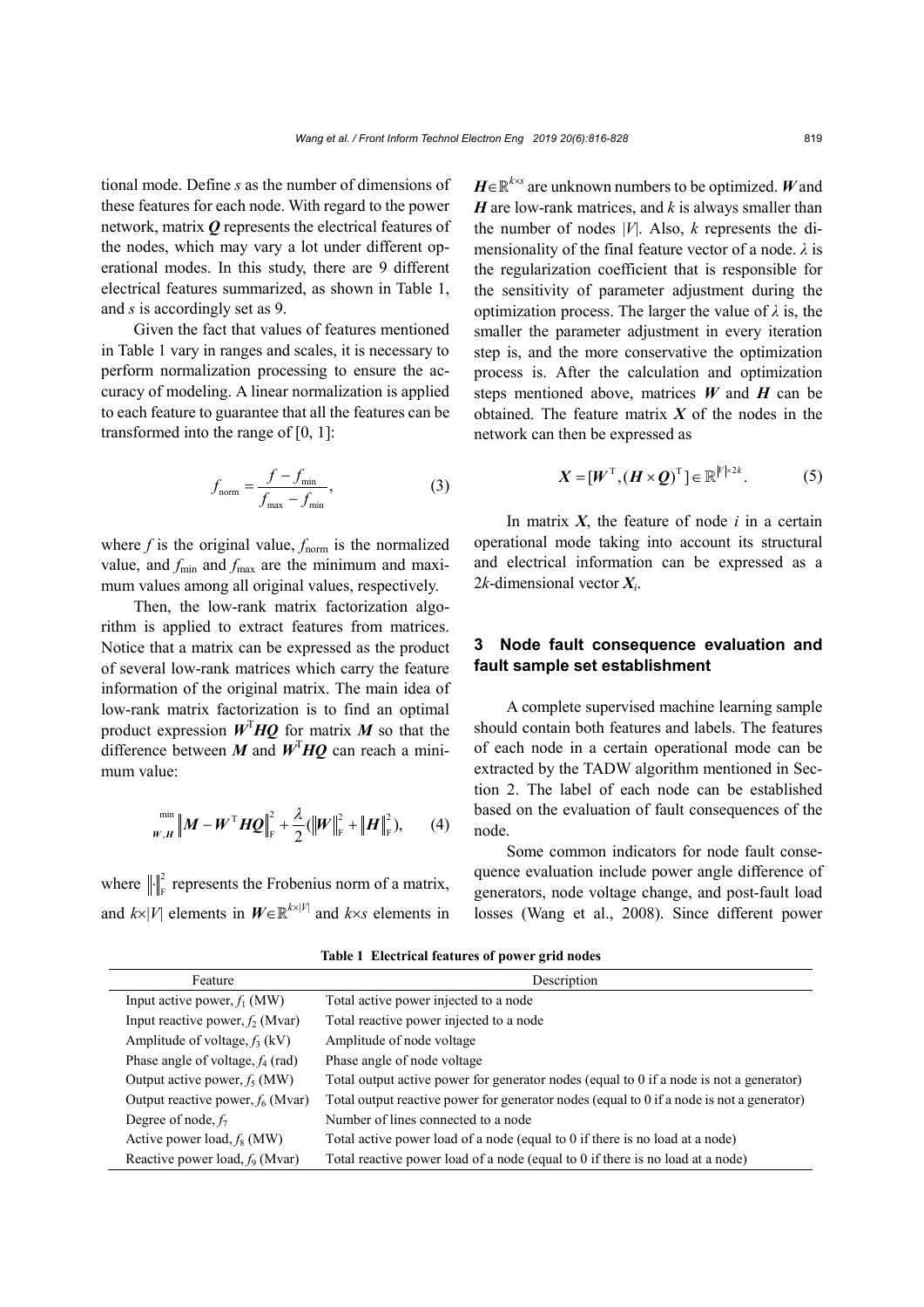tional mode. Define $s$ as the number of dimensions of these features for each node. With regard to the power network, matrix $\boldsymbol{Q}$ represents the electrical features of the nodes, which may vary a lot under different operational modes. In this study, there are 9 different electrical features summarized, as shown in Table 1, and $s$ is accordingly set as 9.

Given the fact that values of features mentioned in Table 1 vary in ranges and scales, it is necessary to perform normalization processing to ensure the accuracy of modeling. A linear normalization is applied to each feature to guarantee that all the features can be transformed into the range of [0, 1]:

$$f_{\text{norm}} = \frac{f - f_{\min}}{f_{\max} - f_{\min}}, \tag{3}$$

where $f$ is the original value, $f_{\text{norm}}$ is the normalized value, and $f_{\min}$ and $f_{\max}$ are the minimum and maximum values among all original values, respectively.

Then, the low-rank matrix factorization algorithm is applied to extract features from matrices. Notice that a matrix can be expressed as the product of several low-rank matrices which carry the feature information of the original matrix. The main idea of low-rank matrix factorization is to find an optimal product expression $\boldsymbol{W}^{\text{T}}\boldsymbol{H}\boldsymbol{Q}$ for matrix $\boldsymbol{M}$ so that the difference between $\boldsymbol{M}$ and $\boldsymbol{W}^{\text{T}}\boldsymbol{H}\boldsymbol{Q}$ can reach a minimum value:

$$\min_{\boldsymbol{W},\boldsymbol{H}} \left\|\boldsymbol{M} - \boldsymbol{W}^{\text{T}}\boldsymbol{H}\boldsymbol{Q}\right\|_{\text{F}}^{2} + \frac{\lambda}{2}\left(\left\|\boldsymbol{W}\right\|_{\text{F}}^{2} + \left\|\boldsymbol{H}\right\|_{\text{F}}^{2}\right), \tag{4}$$

where $\left\|\cdot\right\|_{\text{F}}^{2}$ represents the Frobenius norm of a matrix, and $k\times|V|$ elements in $\boldsymbol{W}\in\mathbb{R}^{k\times|V|}$ and $k\times s$ elements in $\boldsymbol{H}\in\mathbb{R}^{k\times s}$ are unknown numbers to be optimized. $\boldsymbol{W}$ and $\boldsymbol{H}$ are low-rank matrices, and $k$ is always smaller than the number of nodes $|V|$. Also, $k$ represents the dimensionality of the final feature vector of a node. $\lambda$ is the regularization coefficient that is responsible for the sensitivity of parameter adjustment during the optimization process. The larger the value of $\lambda$ is, the smaller the parameter adjustment in every iteration step is, and the more conservative the optimization process is. After the calculation and optimization steps mentioned above, matrices $\boldsymbol{W}$ and $\boldsymbol{H}$ can be obtained. The feature matrix $\boldsymbol{X}$ of the nodes in the network can then be expressed as

$$\boldsymbol{X} = [\boldsymbol{W}^{\text{T}}, (\boldsymbol{H}\times\boldsymbol{Q})^{\text{T}}] \in \mathbb{R}^{|V|\times 2k}. \tag{5}$$

In matrix $\boldsymbol{X}$, the feature of node $i$ in a certain operational mode taking into account its structural and electrical information can be expressed as a $2k$-dimensional vector $\boldsymbol{X}_i$.

## 3 Node fault consequence evaluation and fault sample set establishment

A complete supervised machine learning sample should contain both features and labels. The features of each node in a certain operational mode can be extracted by the TADW algorithm mentioned in Section 2. The label of each node can be established based on the evaluation of fault consequences of the node.

Some common indicators for node fault consequence evaluation include power angle difference of generators, node voltage change, and post-fault load losses (Wang et al., 2008). Since different power

**Table 1 Electrical features of power grid nodes**

| Feature | Description |
|---|---|
| Input active power, $f_1$ (MW) | Total active power injected to a node |
| Input reactive power, $f_2$ (Mvar) | Total reactive power injected to a node |
| Amplitude of voltage, $f_3$ (kV) | Amplitude of node voltage |
| Phase angle of voltage, $f_4$ (rad) | Phase angle of node voltage |
| Output active power, $f_5$ (MW) | Total output active power for generator nodes (equal to 0 if a node is not a generator) |
| Output reactive power, $f_6$ (Mvar) | Total output reactive power for generator nodes (equal to 0 if a node is not a generator) |
| Degree of node, $f_7$ | Number of lines connected to a node |
| Active power load, $f_8$ (MW) | Total active power load of a node (equal to 0 if there is no load at a node) |
| Reactive power load, $f_9$ (Mvar) | Total reactive power load of a node (equal to 0 if there is no load at a node) |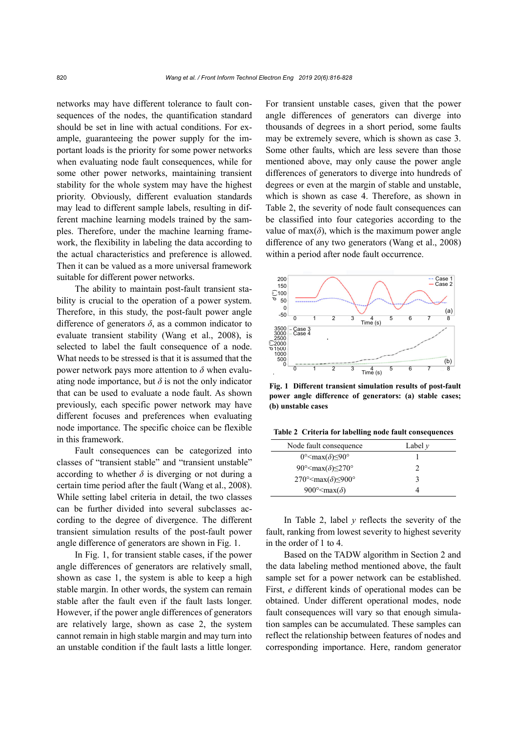networks may have different tolerance to fault consequences of the nodes, the quantification standard should be set in line with actual conditions. For example, guaranteeing the power supply for the important loads is the priority for some power networks when evaluating node fault consequences, while for some other power networks, maintaining transient stability for the whole system may have the highest priority. Obviously, different evaluation standards may lead to different sample labels, resulting in different machine learning models trained by the samples. Therefore, under the machine learning framework, the flexibility in labeling the data according to the actual characteristics and preference is allowed. Then it can be valued as a more universal framework suitable for different power networks.

The ability to maintain post-fault transient stability is crucial to the operation of a power system. Therefore, in this study, the post-fault power angle difference of generators $\delta$, as a common indicator to evaluate transient stability (Wang et al., 2008), is selected to label the fault consequence of a node. What needs to be stressed is that it is assumed that the power network pays more attention to $\delta$ when evaluating node importance, but $\delta$ is not the only indicator that can be used to evaluate a node fault. As shown previously, each specific power network may have different focuses and preferences when evaluating node importance. The specific choice can be flexible in this framework.

Fault consequences can be categorized into classes of "transient stable" and "transient unstable" according to whether $\delta$ is diverging or not during a certain time period after the fault (Wang et al., 2008). While setting label criteria in detail, the two classes can be further divided into several subclasses according to the degree of divergence. The different transient simulation results of the post-fault power angle difference of generators are shown in Fig. 1.

In Fig. 1, for transient stable cases, if the power angle differences of generators are relatively small, shown as case 1, the system is able to keep a high stable margin. In other words, the system can remain stable after the fault even if the fault lasts longer. However, if the power angle differences of generators are relatively large, shown as case 2, the system cannot remain in high stable margin and may turn into an unstable condition if the fault lasts a little longer. For transient unstable cases, given that the power angle differences of generators can diverge into thousands of degrees in a short period, some faults may be extremely severe, which is shown as case 3. Some other faults, which are less severe than those mentioned above, may only cause the power angle differences of generators to diverge into hundreds of degrees or even at the margin of stable and unstable, which is shown as case 4. Therefore, as shown in Table 2, the severity of node fault consequences can be classified into four categories according to the value of max($\delta$), which is the maximum power angle difference of any two generators (Wang et al., 2008) within a period after node fault occurrence.

**Fig. 1 Different transient simulation results of post-fault power angle difference of generators: (a) stable cases; (b) unstable cases**

**Table 2 Criteria for labelling node fault consequences**

| Node fault consequence | Label $y$ |
|---|---|
| $0°<\max(\delta)\leq 90°$ | 1 |
| $90°<\max(\delta)\leq 270°$ | 2 |
| $270°<\max(\delta)\leq 900°$ | 3 |
| $900°<\max(\delta)$ | 4 |

In Table 2, label $y$ reflects the severity of the fault, ranking from lowest severity to highest severity in the order of 1 to 4.

Based on the TADW algorithm in Section 2 and the data labeling method mentioned above, the fault sample set for a power network can be established. First, $e$ different kinds of operational modes can be obtained. Under different operational modes, node fault consequences will vary so that enough simulation samples can be accumulated. These samples can reflect the relationship between features of nodes and corresponding importance. Here, random generator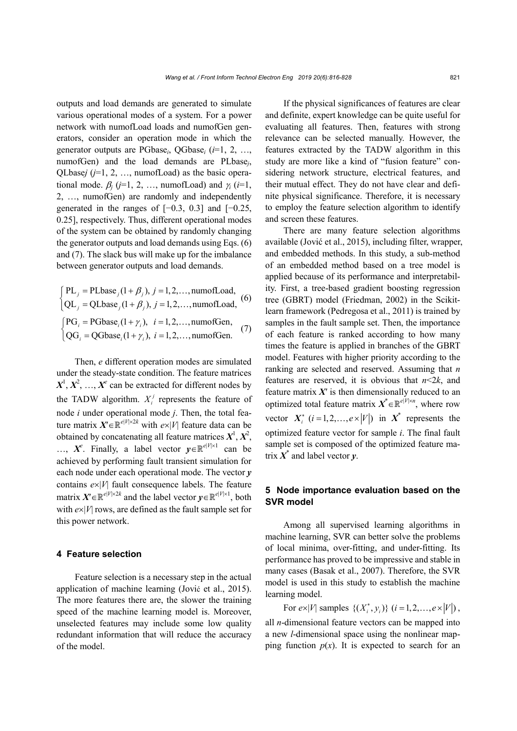outputs and load demands are generated to simulate various operational modes of a system. For a power network with numofLoad loads and numofGen generators, consider an operation mode in which the generator outputs are $\text{PGbase}_i$, $\text{QGbase}_i$ ($i$=1, 2, …, numofGen) and the load demands are $\text{PLbase}_j$, $\text{QLbase}j$ ($j$=1, 2, …, numofLoad) as the basic operational mode. $\beta_j$ ($j$=1, 2, …, numofLoad) and $\gamma_i$ ($i$=1, 2, …, numofGen) are randomly and independently generated in the ranges of [−0.3, 0.3] and [−0.25, 0.25], respectively. Thus, different operational modes of the system can be obtained by randomly changing the generator outputs and load demands using Eqs. (6) and (7). The slack bus will make up for the imbalance between generator outputs and load demands.

$$\begin{cases} \text{PL}_j = \text{PLbase}_j(1+\beta_j),\ j=1,2,\ldots,\text{numofLoad}, \\ \text{QL}_j = \text{QLbase}_j(1+\beta_j),\ j=1,2,\ldots,\text{numofLoad}, \end{cases} \tag{6}$$

$$\begin{cases} \text{PG}_i = \text{PGbase}_i(1+\gamma_i),\ \ i=1,2,\ldots,\text{numofGen}, \\ \text{QG}_i = \text{QGbase}_i(1+\gamma_i),\ i=1,2,\ldots,\text{numofGen}. \end{cases} \tag{7}$$

Then, $e$ different operation modes are simulated under the steady-state condition. The feature matrices $\boldsymbol{X}^1, \boldsymbol{X}^2, \ldots, \boldsymbol{X}^e$ can be extracted for different nodes by the TADW algorithm. $X_i^j$ represents the feature of node $i$ under operational mode $j$. Then, the total feature matrix $\boldsymbol{X}'\in\mathbb{R}^{e|V|\times 2k}$ with $e\times|V|$ feature data can be obtained by concatenating all feature matrices $\boldsymbol{X}^1, \boldsymbol{X}^2, \ldots, \boldsymbol{X}^e$. Finally, a label vector $\boldsymbol{y}\in\mathbb{R}^{e|V|\times 1}$ can be achieved by performing fault transient simulation for each node under each operational mode. The vector $\boldsymbol{y}$ contains $e\times|V|$ fault consequence labels. The feature matrix $\boldsymbol{X}'\in\mathbb{R}^{e|V|\times 2k}$ and the label vector $\boldsymbol{y}\in\mathbb{R}^{e|V|\times 1}$, both with $e\times|V|$ rows, are defined as the fault sample set for this power network.

## 4 Feature selection

Feature selection is a necessary step in the actual application of machine learning (Jović et al., 2015). The more features there are, the slower the training speed of the machine learning model is. Moreover, unselected features may include some low quality redundant information that will reduce the accuracy of the model.

If the physical significances of features are clear and definite, expert knowledge can be quite useful for evaluating all features. Then, features with strong relevance can be selected manually. However, the features extracted by the TADW algorithm in this study are more like a kind of "fusion feature" considering network structure, electrical features, and their mutual effect. They do not have clear and definite physical significance. Therefore, it is necessary to employ the feature selection algorithm to identify and screen these features.

There are many feature selection algorithms available (Jović et al., 2015), including filter, wrapper, and embedded methods. In this study, a sub-method of an embedded method based on a tree model is applied because of its performance and interpretability. First, a tree-based gradient boosting regression tree (GBRT) model (Friedman, 2002) in the Scikit-learn framework (Pedregosa et al., 2011) is trained by samples in the fault sample set. Then, the importance of each feature is ranked according to how many times the feature is applied in branches of the GBRT model. Features with higher priority according to the ranking are selected and reserved. Assuming that $n$ features are reserved, it is obvious that $n<2k$, and feature matrix $\boldsymbol{X}'$ is then dimensionally reduced to an optimized total feature matrix $\boldsymbol{X}^*\in\mathbb{R}^{e|V|\times n}$, where row vector $X_i^*\ (i=1,2,\ldots,e\times|V|)$ in $\boldsymbol{X}^*$ represents the optimized feature vector for sample $i$. The final fault sample set is composed of the optimized feature matrix $\boldsymbol{X}^*$ and label vector $\boldsymbol{y}$.

## 5 Node importance evaluation based on the SVR model

Among all supervised learning algorithms in machine learning, SVR can better solve the problems of local minima, over-fitting, and under-fitting. Its performance has proved to be impressive and stable in many cases (Basak et al., 2007). Therefore, the SVR model is used in this study to establish the machine learning model.

For $e\times|V|$ samples $\{(X_i^*, y_i)\}\ (i=1,2,\ldots,e\times|V|)$, all $n$-dimensional feature vectors can be mapped into a new $l$-dimensional space using the nonlinear mapping function $p(x)$. It is expected to search for an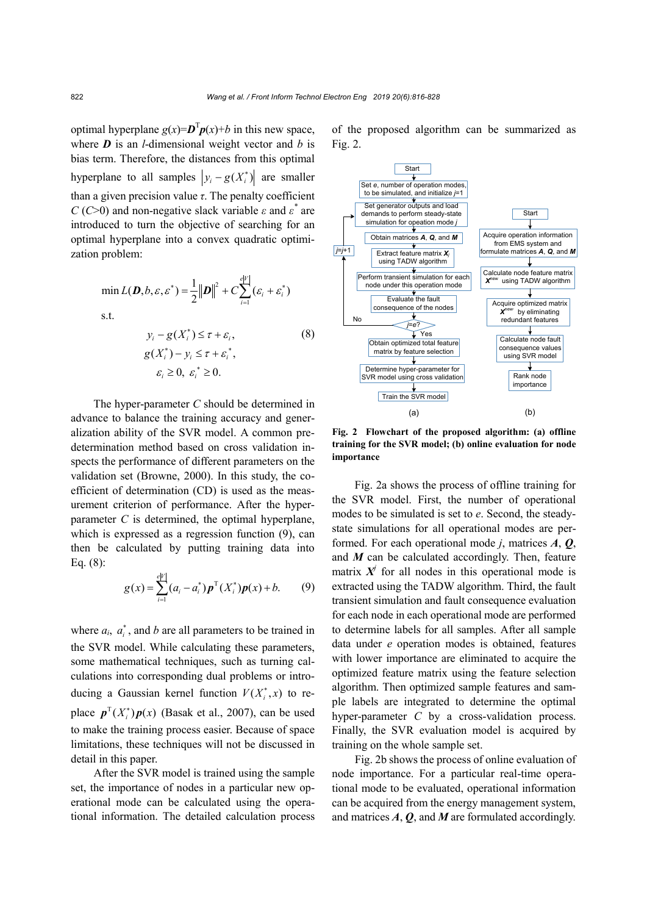optimal hyperplane $g(x)=\boldsymbol{D}^{\mathrm{T}}\boldsymbol{p}(x)+b$ in this new space, where $\boldsymbol{D}$ is an $l$-dimensional weight vector and $b$ is bias term. Therefore, the distances from this optimal hyperplane to all samples $\left|y_i - g(X_i^*)\right|$ are smaller than a given precision value $\tau$. The penalty coefficient $C$ ($C$>0) and non-negative slack variable $\varepsilon$ and $\varepsilon^*$ are introduced to turn the objective of searching for an optimal hyperplane into a convex quadratic optimization problem:

$$\min L(\boldsymbol{D}, b, \varepsilon, \varepsilon^*) = \frac{1}{2}\left\|\boldsymbol{D}\right\|^2 + C\sum_{i=1}^{e|V|}(\varepsilon_i + \varepsilon_i^*)$$

s.t.

$$\begin{aligned} & y_i - g(X_i^*) \le \tau + \varepsilon_i, \\ & g(X_i^*) - y_i \le \tau + \varepsilon_i^*, \\ & \varepsilon_i \ge 0,\ \varepsilon_i^* \ge 0. \end{aligned} \tag{8}$$

The hyper-parameter $C$ should be determined in advance to balance the training accuracy and generalization ability of the SVR model. A common predetermination method based on cross validation inspects the performance of different parameters on the validation set (Browne, 2000). In this study, the coefficient of determination (CD) is used as the measurement criterion of performance. After the hyper-parameter $C$ is determined, the optimal hyperplane, which is expressed as a regression function (9), can then be calculated by putting training data into Eq. (8):

$$g(x) = \sum_{i=1}^{e|V|}(a_i - a_i^*)\boldsymbol{p}^{\mathrm{T}}(X_i^*)\boldsymbol{p}(x) + b. \tag{9}$$

where $a_i$, $a_i^*$, and $b$ are all parameters to be trained in the SVR model. While calculating these parameters, some mathematical techniques, such as turning calculations into corresponding dual problems or introducing a Gaussian kernel function $V(X_i^*, x)$ to replace $\boldsymbol{p}^{\mathrm{T}}(X_i^*)\boldsymbol{p}(x)$ (Basak et al., 2007), can be used to make the training process easier. Because of space limitations, these techniques will not be discussed in detail in this paper.

After the SVR model is trained using the sample set, the importance of nodes in a particular new operational mode can be calculated using the operational information. The detailed calculation process of the proposed algorithm can be summarized as Fig. 2.

**Fig. 2 Flowchart of the proposed algorithm: (a) offline training for the SVR model; (b) online evaluation for node importance**

Fig. 2a shows the process of offline training for the SVR model. First, the number of operational modes to be simulated is set to $e$. Second, the steady-state simulations for all operational modes are performed. For each operational mode $j$, matrices $\boldsymbol{A}$, $\boldsymbol{Q}$, and $\boldsymbol{M}$ can be calculated accordingly. Then, feature matrix $\boldsymbol{X}^j$ for all nodes in this operational mode is extracted using the TADW algorithm. Third, the fault transient simulation and fault consequence evaluation for each node in each operational mode are performed to determine labels for all samples. After all sample data under $e$ operation modes is obtained, features with lower importance are eliminated to acquire the optimized feature matrix using the feature selection algorithm. Then optimized sample features and sample labels are integrated to determine the optimal hyper-parameter $C$ by a cross-validation process. Finally, the SVR evaluation model is acquired by training on the whole sample set.

Fig. 2b shows the process of online evaluation of node importance. For a particular real-time operational mode to be evaluated, operational information can be acquired from the energy management system, and matrices $\boldsymbol{A}$, $\boldsymbol{Q}$, and $\boldsymbol{M}$ are formulated accordingly.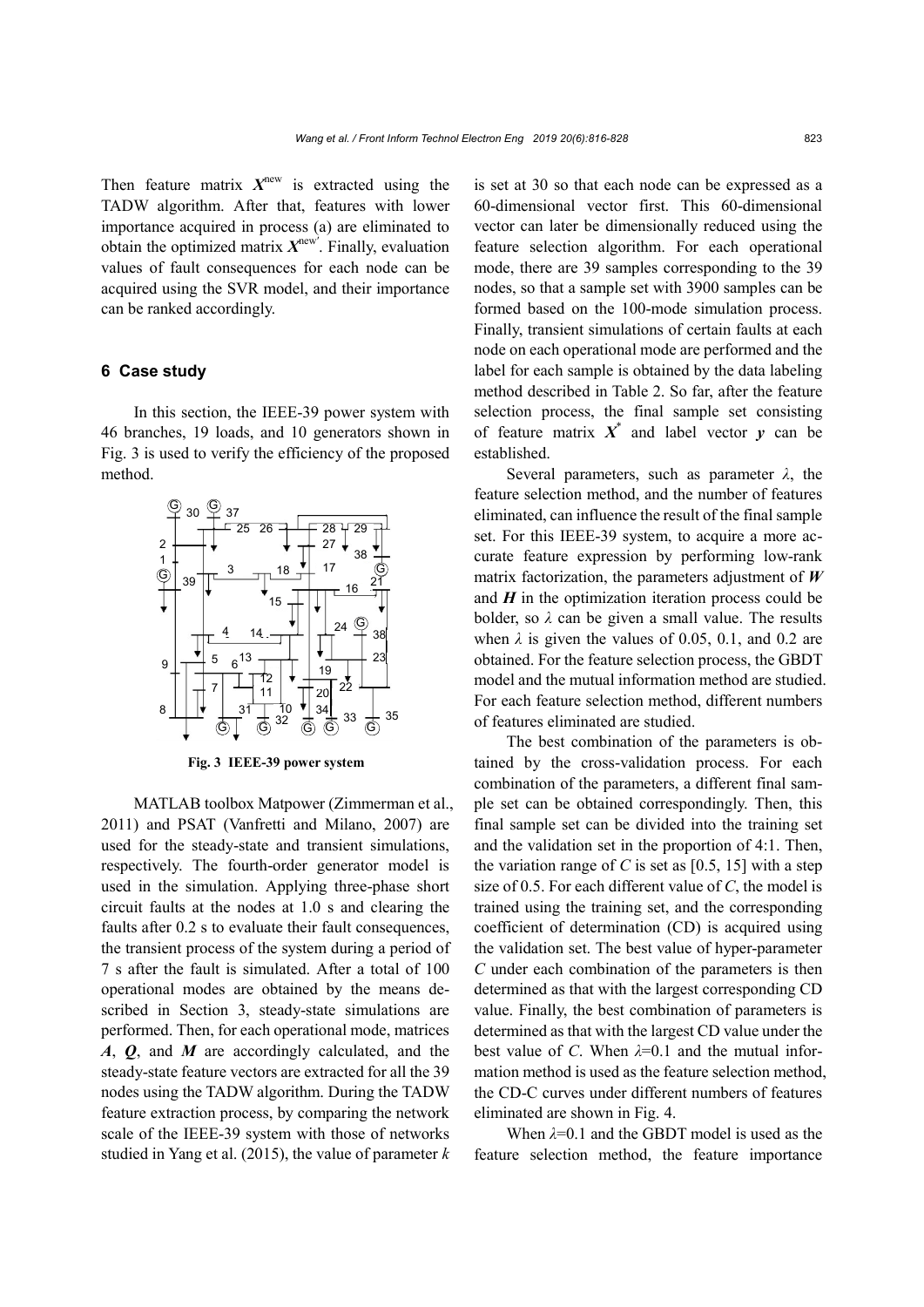Then feature matrix $\boldsymbol{X}^{\text{new}}$ is extracted using the TADW algorithm. After that, features with lower importance acquired in process (a) are eliminated to obtain the optimized matrix $\boldsymbol{X}^{\text{new}'}$. Finally, evaluation values of fault consequences for each node can be acquired using the SVR model, and their importance can be ranked accordingly.

## 6 Case study

In this section, the IEEE-39 power system with 46 branches, 19 loads, and 10 generators shown in Fig. 3 is used to verify the efficiency of the proposed method.

**Fig. 3 IEEE-39 power system**

MATLAB toolbox Matpower (Zimmerman et al., 2011) and PSAT (Vanfretti and Milano, 2007) are used for the steady-state and transient simulations, respectively. The fourth-order generator model is used in the simulation. Applying three-phase short circuit faults at the nodes at 1.0 s and clearing the faults after 0.2 s to evaluate their fault consequences, the transient process of the system during a period of 7 s after the fault is simulated. After a total of 100 operational modes are obtained by the means described in Section 3, steady-state simulations are performed. Then, for each operational mode, matrices $\boldsymbol{A}$, $\boldsymbol{Q}$, and $\boldsymbol{M}$ are accordingly calculated, and the steady-state feature vectors are extracted for all the 39 nodes using the TADW algorithm. During the TADW feature extraction process, by comparing the network scale of the IEEE-39 system with those of networks studied in Yang et al. (2015), the value of parameter $k$ is set at 30 so that each node can be expressed as a 60-dimensional vector first. This 60-dimensional vector can later be dimensionally reduced using the feature selection algorithm. For each operational mode, there are 39 samples corresponding to the 39 nodes, so that a sample set with 3900 samples can be formed based on the 100-mode simulation process. Finally, transient simulations of certain faults at each node on each operational mode are performed and the label for each sample is obtained by the data labeling method described in Table 2. So far, after the feature selection process, the final sample set consisting of feature matrix $\boldsymbol{X}^{*}$ and label vector $\boldsymbol{y}$ can be established.

Several parameters, such as parameter $\lambda$, the feature selection method, and the number of features eliminated, can influence the result of the final sample set. For this IEEE-39 system, to acquire a more accurate feature expression by performing low-rank matrix factorization, the parameters adjustment of $\boldsymbol{W}$ and $\boldsymbol{H}$ in the optimization iteration process could be bolder, so $\lambda$ can be given a small value. The results when $\lambda$ is given the values of 0.05, 0.1, and 0.2 are obtained. For the feature selection process, the GBDT model and the mutual information method are studied. For each feature selection method, different numbers of features eliminated are studied.

The best combination of the parameters is obtained by the cross-validation process. For each combination of the parameters, a different final sample set can be obtained correspondingly. Then, this final sample set can be divided into the training set and the validation set in the proportion of 4:1. Then, the variation range of $C$ is set as [0.5, 15] with a step size of 0.5. For each different value of $C$, the model is trained using the training set, and the corresponding coefficient of determination (CD) is acquired using the validation set. The best value of hyper-parameter $C$ under each combination of the parameters is then determined as that with the largest corresponding CD value. Finally, the best combination of parameters is determined as that with the largest CD value under the best value of $C$. When $\lambda$=0.1 and the mutual information method is used as the feature selection method, the CD-C curves under different numbers of features eliminated are shown in Fig. 4.

When $\lambda$=0.1 and the GBDT model is used as the feature selection method, the feature importance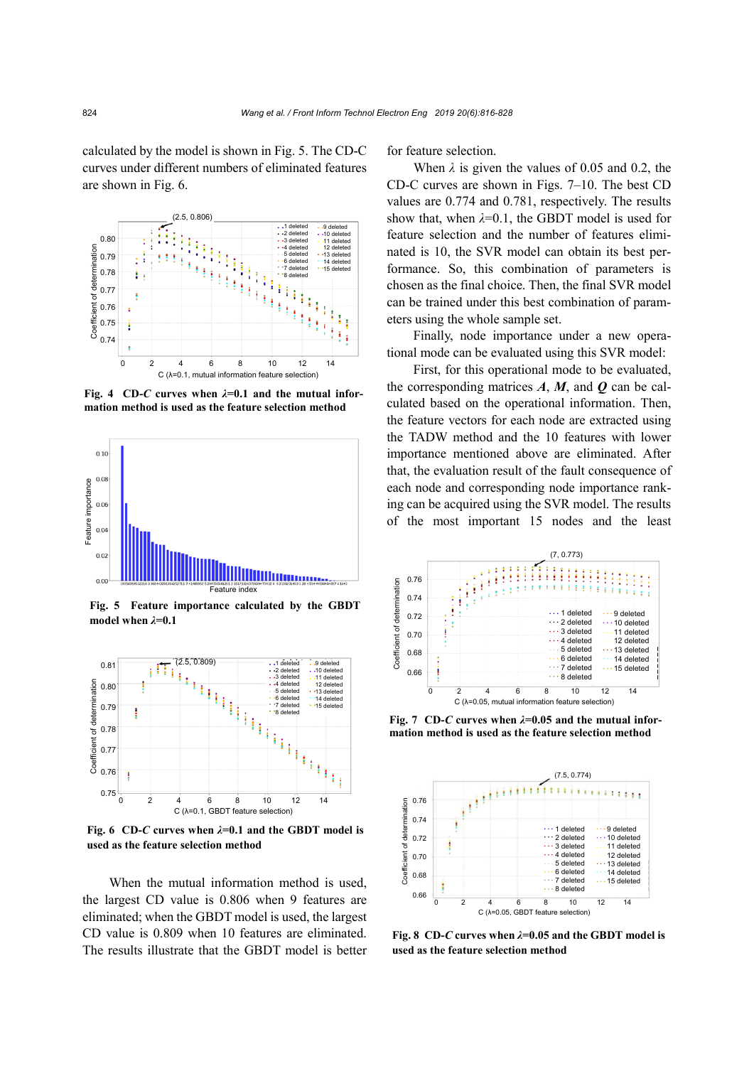calculated by the model is shown in Fig. 5. The CD-C curves under different numbers of eliminated features are shown in Fig. 6.

**Fig. 4 CD-*C* curves when $\lambda$=0.1 and the mutual information method is used as the feature selection method**

**Fig. 5 Feature importance calculated by the GBDT model when $\lambda$=0.1**

**Fig. 6 CD-*C* curves when $\lambda$=0.1 and the GBDT model is used as the feature selection method**

When the mutual information method is used, the largest CD value is 0.806 when 9 features are eliminated; when the GBDT model is used, the largest CD value is 0.809 when 10 features are eliminated. The results illustrate that the GBDT model is better for feature selection.

When $\lambda$ is given the values of 0.05 and 0.2, the CD-C curves are shown in Figs. 7–10. The best CD values are 0.774 and 0.781, respectively. The results show that, when $\lambda$=0.1, the GBDT model is used for feature selection and the number of features eliminated is 10, the SVR model can obtain its best performance. So, this combination of parameters is chosen as the final choice. Then, the final SVR model can be trained under this best combination of parameters using the whole sample set.

Finally, node importance under a new operational mode can be evaluated using this SVR model:

First, for this operational mode to be evaluated, the corresponding matrices $\boldsymbol{A}$, $\boldsymbol{M}$, and $\boldsymbol{Q}$ can be calculated based on the operational information. Then, the feature vectors for each node are extracted using the TADW method and the 10 features with lower importance mentioned above are eliminated. After that, the evaluation result of the fault consequence of each node and corresponding node importance ranking can be acquired using the SVR model. The results of the most important 15 nodes and the least

**Fig. 7 CD-*C* curves when $\lambda$=0.05 and the mutual information method is used as the feature selection method**

**Fig. 8 CD-*C* curves when $\lambda$=0.05 and the GBDT model is used as the feature selection method**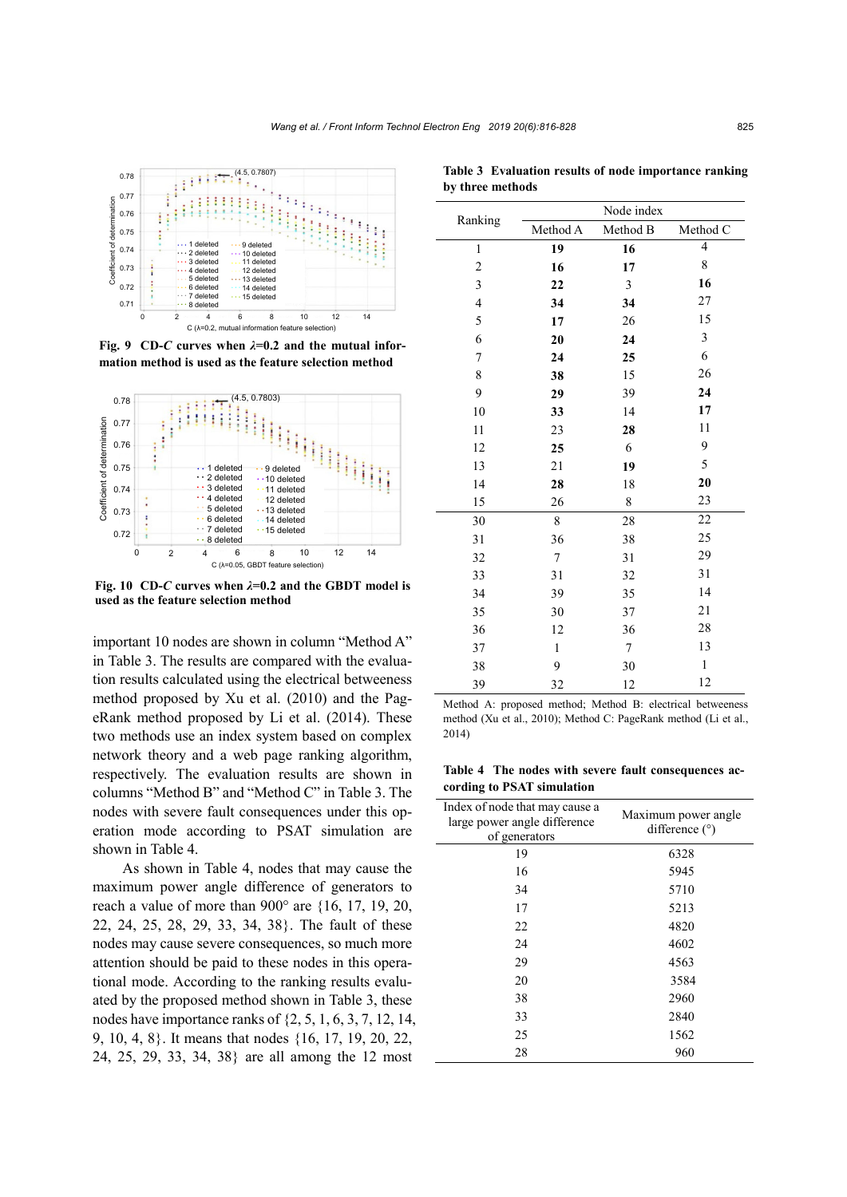Fig. 9 CD-$C$ curves when $\lambda$=0.2 and the mutual information method is used as the feature selection method

Fig. 10 CD-$C$ curves when $\lambda$=0.2 and the GBDT model is used as the feature selection method

important 10 nodes are shown in column "Method A" in Table 3. The results are compared with the evaluation results calculated using the electrical betweeness method proposed by Xu et al. (2010) and the PageRank method proposed by Li et al. (2014). These two methods use an index system based on complex network theory and a web page ranking algorithm, respectively. The evaluation results are shown in columns "Method B" and "Method C" in Table 3. The nodes with severe fault consequences under this operation mode according to PSAT simulation are shown in Table 4.

As shown in Table 4, nodes that may cause the maximum power angle difference of generators to reach a value of more than 900° are {16, 17, 19, 20, 22, 24, 25, 28, 29, 33, 34, 38}. The fault of these nodes may cause severe consequences, so much more attention should be paid to these nodes in this operational mode. According to the ranking results evaluated by the proposed method shown in Table 3, these nodes have importance ranks of {2, 5, 1, 6, 3, 7, 12, 14, 9, 10, 4, 8}. It means that nodes {16, 17, 19, 20, 22, 24, 25, 29, 33, 34, 38} are all among the 12 most

**Table 3 Evaluation results of node importance ranking by three methods**

| Ranking | Node index | | |
|---|---|---|---|
| | Method A | Method B | Method C |
| 1 | **19** | **16** | 4 |
| 2 | **16** | **17** | 8 |
| 3 | **22** | 3 | **16** |
| 4 | **34** | **34** | 27 |
| 5 | **17** | 26 | 15 |
| 6 | **20** | **24** | 3 |
| 7 | **24** | **25** | 6 |
| 8 | **38** | 15 | 26 |
| 9 | **29** | 39 | **24** |
| 10 | **33** | 14 | **17** |
| 11 | 23 | **28** | 11 |
| 12 | **25** | 6 | 9 |
| 13 | 21 | **19** | 5 |
| 14 | **28** | 18 | **20** |
| 15 | 26 | 8 | 23 |
| 30 | 8 | 28 | 22 |
| 31 | 36 | 38 | 25 |
| 32 | 7 | 31 | 29 |
| 33 | 31 | 32 | 31 |
| 34 | 39 | 35 | 14 |
| 35 | 30 | 37 | 21 |
| 36 | 12 | 36 | 28 |
| 37 | 1 | 7 | 13 |
| 38 | 9 | 30 | 1 |
| 39 | 32 | 12 | 12 |

Method A: proposed method; Method B: electrical betweeness method (Xu et al., 2010); Method C: PageRank method (Li et al., 2014)

**Table 4 The nodes with severe fault consequences according to PSAT simulation**

| Index of node that may cause a large power angle difference of generators | Maximum power angle difference (°) |
|---|---|
| 19 | 6328 |
| 16 | 5945 |
| 34 | 5710 |
| 17 | 5213 |
| 22 | 4820 |
| 24 | 4602 |
| 29 | 4563 |
| 20 | 3584 |
| 38 | 2960 |
| 33 | 2840 |
| 25 | 1562 |
| 28 | 960 |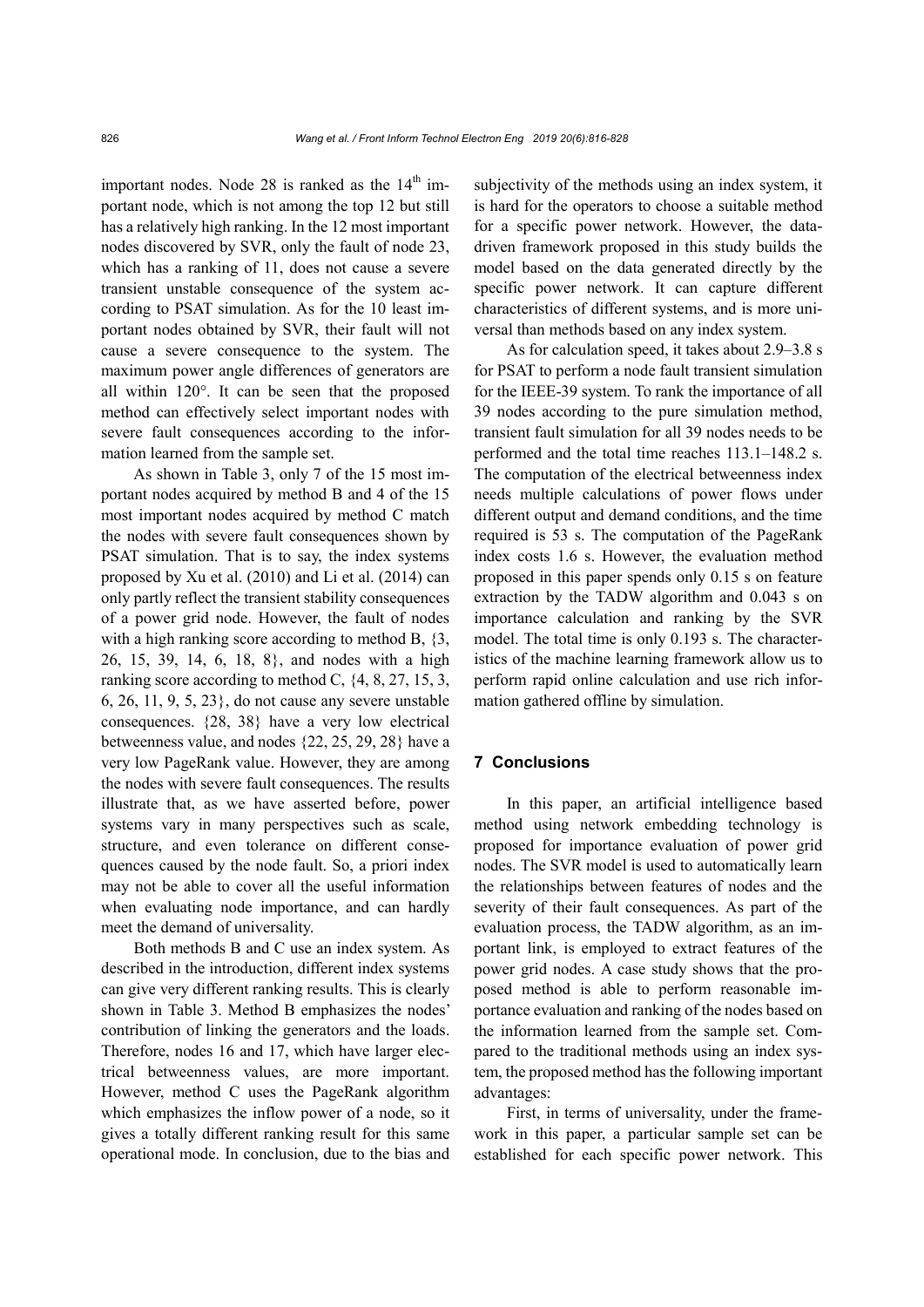important nodes. Node 28 is ranked as the 14th important node, which is not among the top 12 but still has a relatively high ranking. In the 12 most important nodes discovered by SVR, only the fault of node 23, which has a ranking of 11, does not cause a severe transient unstable consequence of the system according to PSAT simulation. As for the 10 least important nodes obtained by SVR, their fault will not cause a severe consequence to the system. The maximum power angle differences of generators are all within 120°. It can be seen that the proposed method can effectively select important nodes with severe fault consequences according to the information learned from the sample set.

As shown in Table 3, only 7 of the 15 most important nodes acquired by method B and 4 of the 15 most important nodes acquired by method C match the nodes with severe fault consequences shown by PSAT simulation. That is to say, the index systems proposed by Xu et al. (2010) and Li et al. (2014) can only partly reflect the transient stability consequences of a power grid node. However, the fault of nodes with a high ranking score according to method B, {3, 26, 15, 39, 14, 6, 18, 8}, and nodes with a high ranking score according to method C, {4, 8, 27, 15, 3, 6, 26, 11, 9, 5, 23}, do not cause any severe unstable consequences. {28, 38} have a very low electrical betweenness value, and nodes {22, 25, 29, 28} have a very low PageRank value. However, they are among the nodes with severe fault consequences. The results illustrate that, as we have asserted before, power systems vary in many perspectives such as scale, structure, and even tolerance on different consequences caused by the node fault. So, a priori index may not be able to cover all the useful information when evaluating node importance, and can hardly meet the demand of universality.

Both methods B and C use an index system. As described in the introduction, different index systems can give very different ranking results. This is clearly shown in Table 3. Method B emphasizes the nodes' contribution of linking the generators and the loads. Therefore, nodes 16 and 17, which have larger electrical betweenness values, are more important. However, method C uses the PageRank algorithm which emphasizes the inflow power of a node, so it gives a totally different ranking result for this same operational mode. In conclusion, due to the bias and subjectivity of the methods using an index system, it is hard for the operators to choose a suitable method for a specific power network. However, the data-driven framework proposed in this study builds the model based on the data generated directly by the specific power network. It can capture different characteristics of different systems, and is more universal than methods based on any index system.

As for calculation speed, it takes about 2.9–3.8 s for PSAT to perform a node fault transient simulation for the IEEE-39 system. To rank the importance of all 39 nodes according to the pure simulation method, transient fault simulation for all 39 nodes needs to be performed and the total time reaches 113.1–148.2 s. The computation of the electrical betweenness index needs multiple calculations of power flows under different output and demand conditions, and the time required is 53 s. The computation of the PageRank index costs 1.6 s. However, the evaluation method proposed in this paper spends only 0.15 s on feature extraction by the TADW algorithm and 0.043 s on importance calculation and ranking by the SVR model. The total time is only 0.193 s. The characteristics of the machine learning framework allow us to perform rapid online calculation and use rich information gathered offline by simulation.

## 7 Conclusions

In this paper, an artificial intelligence based method using network embedding technology is proposed for importance evaluation of power grid nodes. The SVR model is used to automatically learn the relationships between features of nodes and the severity of their fault consequences. As part of the evaluation process, the TADW algorithm, as an important link, is employed to extract features of the power grid nodes. A case study shows that the proposed method is able to perform reasonable importance evaluation and ranking of the nodes based on the information learned from the sample set. Compared to the traditional methods using an index system, the proposed method has the following important advantages:

First, in terms of universality, under the framework in this paper, a particular sample set can be established for each specific power network. This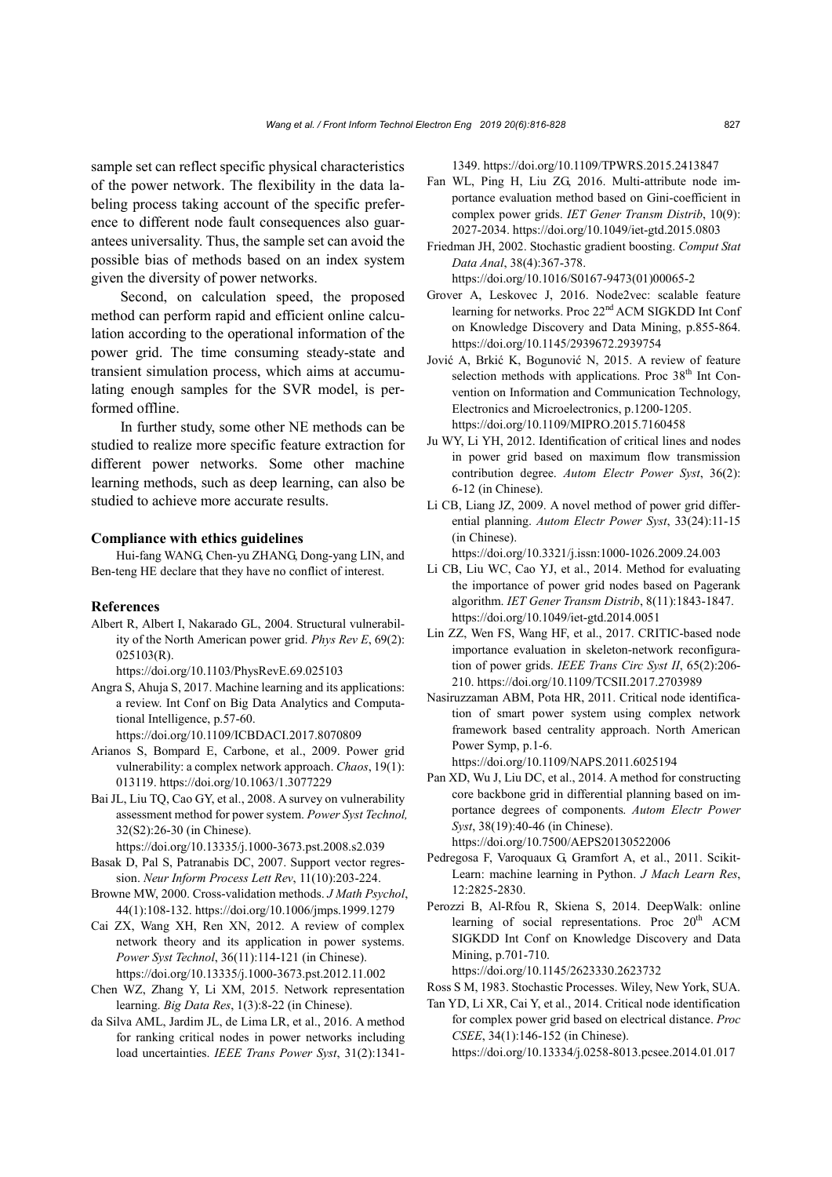sample set can reflect specific physical characteristics of the power network. The flexibility in the data labeling process taking account of the specific preference to different node fault consequences also guarantees universality. Thus, the sample set can avoid the possible bias of methods based on an index system given the diversity of power networks.

Second, on calculation speed, the proposed method can perform rapid and efficient online calculation according to the operational information of the power grid. The time consuming steady-state and transient simulation process, which aims at accumulating enough samples for the SVR model, is performed offline.

In further study, some other NE methods can be studied to realize more specific feature extraction for different power networks. Some other machine learning methods, such as deep learning, can also be studied to achieve more accurate results.

### Compliance with ethics guidelines

Hui-fang WANG, Chen-yu ZHANG, Dong-yang LIN, and Ben-teng HE declare that they have no conflict of interest.

### References

Albert R, Albert I, Nakarado GL, 2004. Structural vulnerability of the North American power grid. *Phys Rev E*, 69(2): 025103(R). https://doi.org/10.1103/PhysRevE.69.025103

Angra S, Ahuja S, 2017. Machine learning and its applications: a review. Int Conf on Big Data Analytics and Computational Intelligence, p.57-60. https://doi.org/10.1109/ICBDACI.2017.8070809

Arianos S, Bompard E, Carbone, et al., 2009. Power grid vulnerability: a complex network approach. *Chaos*, 19(1): 013119. https://doi.org/10.1063/1.3077229

Bai JL, Liu TQ, Cao GY, et al., 2008. A survey on vulnerability assessment method for power system. *Power Syst Technol,* 32(S2):26-30 (in Chinese). https://doi.org/10.13335/j.1000-3673.pst.2008.s2.039

Basak D, Pal S, Patranabis DC, 2007. Support vector regression. *Neur Inform Process Lett Rev*, 11(10):203-224.

Browne MW, 2000. Cross-validation methods. *J Math Psychol*, 44(1):108-132. https://doi.org/10.1006/jmps.1999.1279

Cai ZX, Wang XH, Ren XN, 2012. A review of complex network theory and its application in power systems. *Power Syst Technol*, 36(11):114-121 (in Chinese). https://doi.org/10.13335/j.1000-3673.pst.2012.11.002

Chen WZ, Zhang Y, Li XM, 2015. Network representation learning. *Big Data Res*, 1(3):8-22 (in Chinese).

da Silva AML, Jardim JL, de Lima LR, et al., 2016. A method for ranking critical nodes in power networks including load uncertainties. *IEEE Trans Power Syst*, 31(2):1341-1349. https://doi.org/10.1109/TPWRS.2015.2413847

Fan WL, Ping H, Liu ZG, 2016. Multi-attribute node importance evaluation method based on Gini-coefficient in complex power grids. *IET Gener Transm Distrib*, 10(9): 2027-2034. https://doi.org/10.1049/iet-gtd.2015.0803

Friedman JH, 2002. Stochastic gradient boosting. *Comput Stat Data Anal*, 38(4):367-378. https://doi.org/10.1016/S0167-9473(01)00065-2

Grover A, Leskovec J, 2016. Node2vec: scalable feature learning for networks. Proc 22nd ACM SIGKDD Int Conf on Knowledge Discovery and Data Mining, p.855-864. https://doi.org/10.1145/2939672.2939754

Jović A, Brkić K, Bogunović N, 2015. A review of feature selection methods with applications. Proc 38th Int Convention on Information and Communication Technology, Electronics and Microelectronics, p.1200-1205. https://doi.org/10.1109/MIPRO.2015.7160458

Ju WY, Li YH, 2012. Identification of critical lines and nodes in power grid based on maximum flow transmission contribution degree. *Autom Electr Power Syst*, 36(2): 6-12 (in Chinese).

Li CB, Liang JZ, 2009. A novel method of power grid differential planning. *Autom Electr Power Syst*, 33(24):11-15 (in Chinese). https://doi.org/10.3321/j.issn:1000-1026.2009.24.003

Li CB, Liu WC, Cao YJ, et al., 2014. Method for evaluating the importance of power grid nodes based on Pagerank algorithm. *IET Gener Transm Distrib*, 8(11):1843-1847. https://doi.org/10.1049/iet-gtd.2014.0051

Lin ZZ, Wen FS, Wang HF, et al., 2017. CRITIC-based node importance evaluation in skeleton-network reconfiguration of power grids. *IEEE Trans Circ Syst II*, 65(2):206-210. https://doi.org/10.1109/TCSII.2017.2703989

Nasiruzzaman ABM, Pota HR, 2011. Critical node identification of smart power system using complex network framework based centrality approach. North American Power Symp, p.1-6. https://doi.org/10.1109/NAPS.2011.6025194

Pan XD, Wu J, Liu DC, et al., 2014. A method for constructing core backbone grid in differential planning based on importance degrees of components. *Autom Electr Power Syst*, 38(19):40-46 (in Chinese). https://doi.org/10.7500/AEPS20130522006

Pedregosa F, Varoquaux G, Gramfort A, et al., 2011. Scikit-Learn: machine learning in Python. *J Mach Learn Res*, 12:2825-2830.

Perozzi B, Al-Rfou R, Skiena S, 2014. DeepWalk: online learning of social representations. Proc 20th ACM SIGKDD Int Conf on Knowledge Discovery and Data Mining, p.701-710. https://doi.org/10.1145/2623330.2623732

Ross S M, 1983. Stochastic Processes. Wiley, New York, SUA.

Tan YD, Li XR, Cai Y, et al., 2014. Critical node identification for complex power grid based on electrical distance. *Proc CSEE*, 34(1):146-152 (in Chinese). https://doi.org/10.13334/j.0258-8013.pcsee.2014.01.017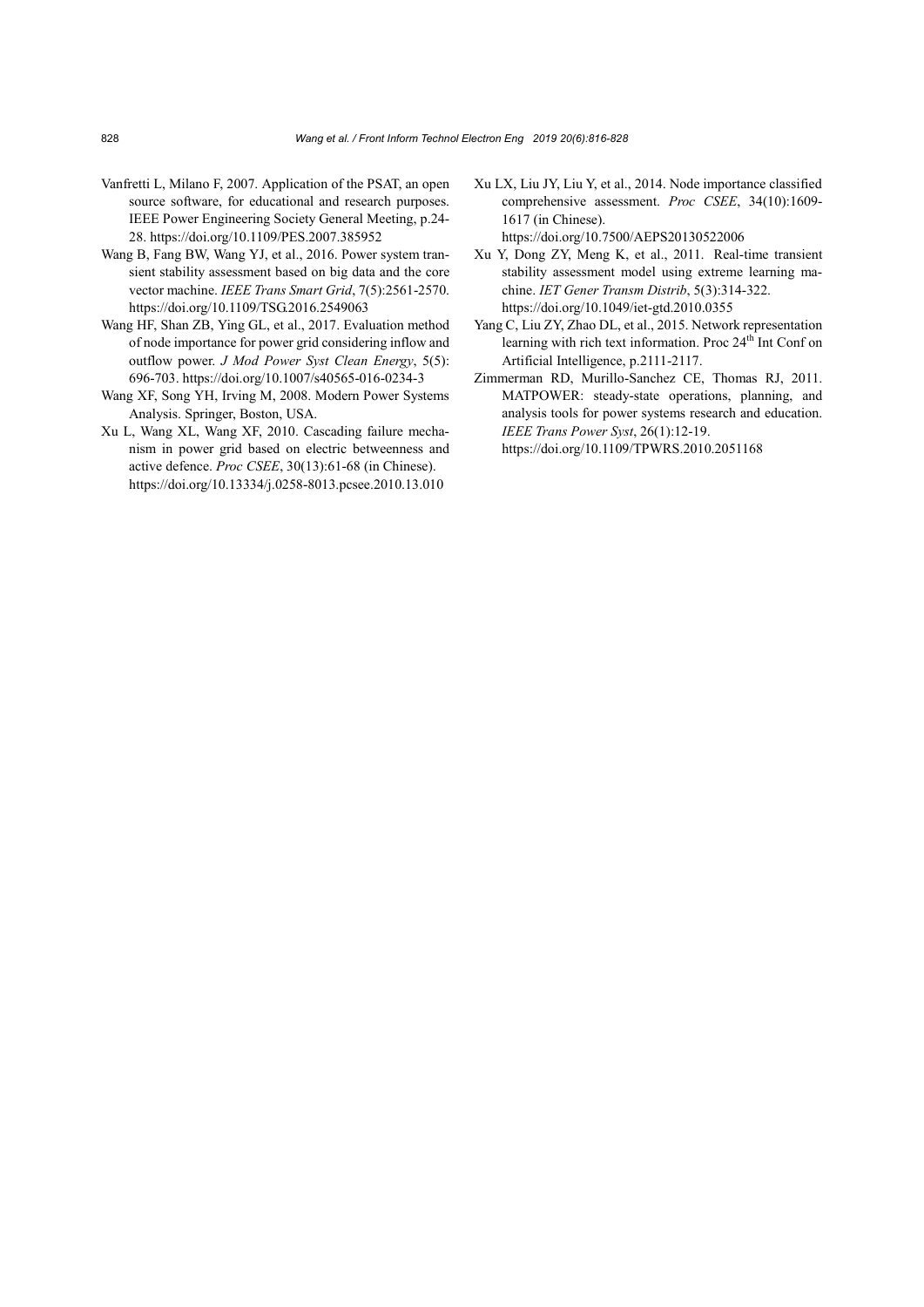Vanfretti L, Milano F, 2007. Application of the PSAT, an open source software, for educational and research purposes. IEEE Power Engineering Society General Meeting, p.24-28. https://doi.org/10.1109/PES.2007.385952

Wang B, Fang BW, Wang YJ, et al., 2016. Power system transient stability assessment based on big data and the core vector machine. *IEEE Trans Smart Grid*, 7(5):2561-2570. https://doi.org/10.1109/TSG.2016.2549063

Wang HF, Shan ZB, Ying GL, et al., 2017. Evaluation method of node importance for power grid considering inflow and outflow power. *J Mod Power Syst Clean Energy*, 5(5): 696-703. https://doi.org/10.1007/s40565-016-0234-3

Wang XF, Song YH, Irving M, 2008. Modern Power Systems Analysis. Springer, Boston, USA.

Xu L, Wang XL, Wang XF, 2010. Cascading failure mechanism in power grid based on electric betweenness and active defence. *Proc CSEE*, 30(13):61-68 (in Chinese). https://doi.org/10.13334/j.0258-8013.pcsee.2010.13.010

Xu LX, Liu JY, Liu Y, et al., 2014. Node importance classified comprehensive assessment. *Proc CSEE*, 34(10):1609-1617 (in Chinese). https://doi.org/10.7500/AEPS20130522006

Xu Y, Dong ZY, Meng K, et al., 2011. Real-time transient stability assessment model using extreme learning machine. *IET Gener Transm Distrib*, 5(3):314-322. https://doi.org/10.1049/iet-gtd.2010.0355

Yang C, Liu ZY, Zhao DL, et al., 2015. Network representation learning with rich text information. Proc 24th Int Conf on Artificial Intelligence, p.2111-2117.

Zimmerman RD, Murillo-Sanchez CE, Thomas RJ, 2011. MATPOWER: steady-state operations, planning, and analysis tools for power systems research and education. *IEEE Trans Power Syst*, 26(1):12-19. https://doi.org/10.1109/TPWRS.2010.2051168